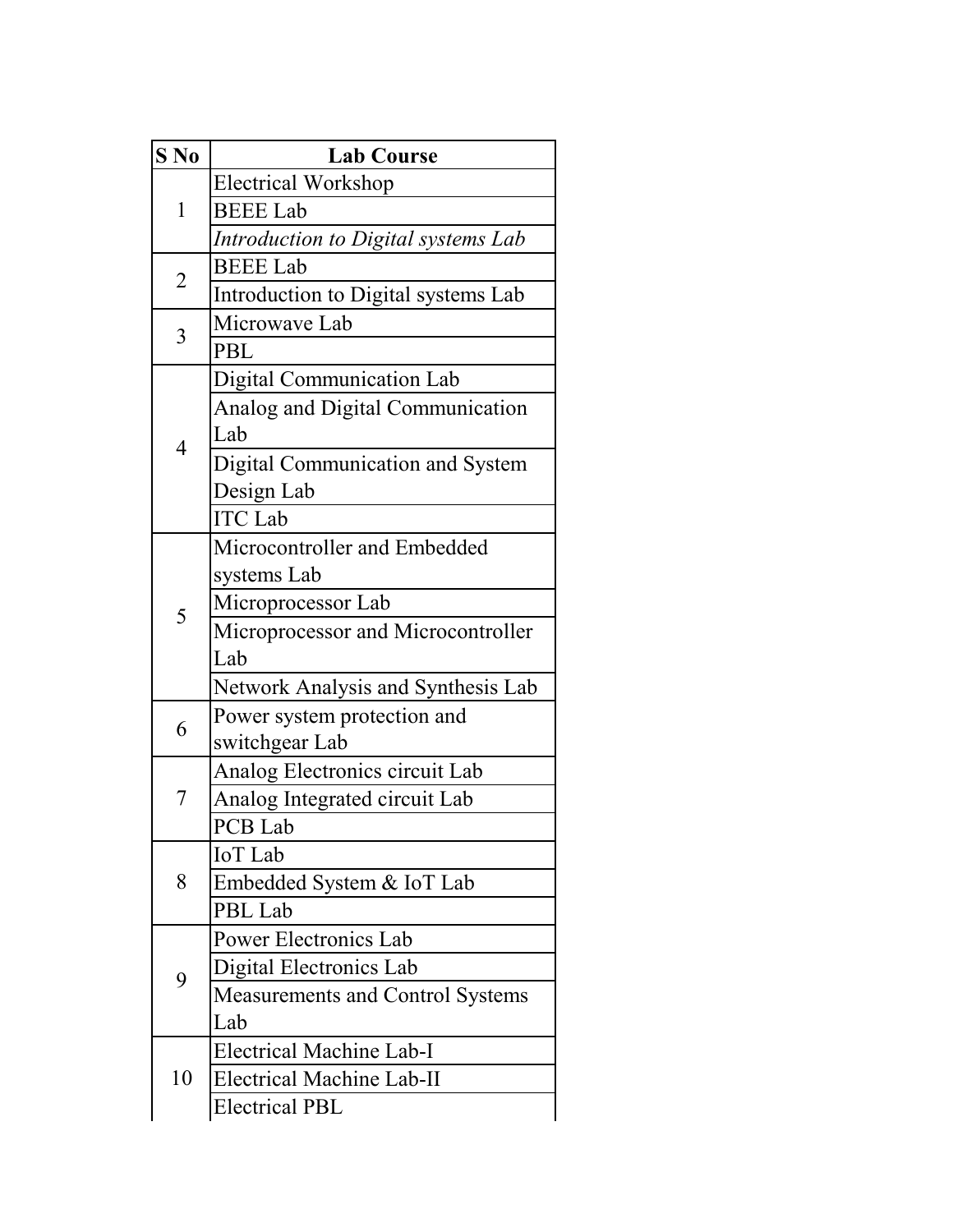| S No | Lab Course |
|---|---|
| 1 | Electrical Workshop |
| | BEEE Lab |
| | *Introduction to Digital systems Lab* |
| 2 | BEEE Lab |
| | Introduction to Digital systems Lab |
| 3 | Microwave Lab |
| | PBL |
| 4 | Digital Communication Lab |
| | Analog and Digital Communication Lab |
| | Digital Communication and System Design Lab |
| | ITC Lab |
| 5 | Microcontroller and Embedded systems Lab |
| | Microprocessor Lab |
| | Microprocessor and Microcontroller Lab |
| | Network Analysis and Synthesis Lab |
| 6 | Power system protection and switchgear Lab |
| 7 | Analog Electronics circuit Lab |
| | Analog Integrated circuit Lab |
| | PCB Lab |
| 8 | IoT Lab |
| | Embedded System & IoT Lab |
| | PBL Lab |
| 9 | Power Electronics Lab |
| | Digital Electronics Lab |
| | Measurements and Control Systems Lab |
| 10 | Electrical Machine Lab-I |
| | Electrical Machine Lab-II |
| | Electrical PBL |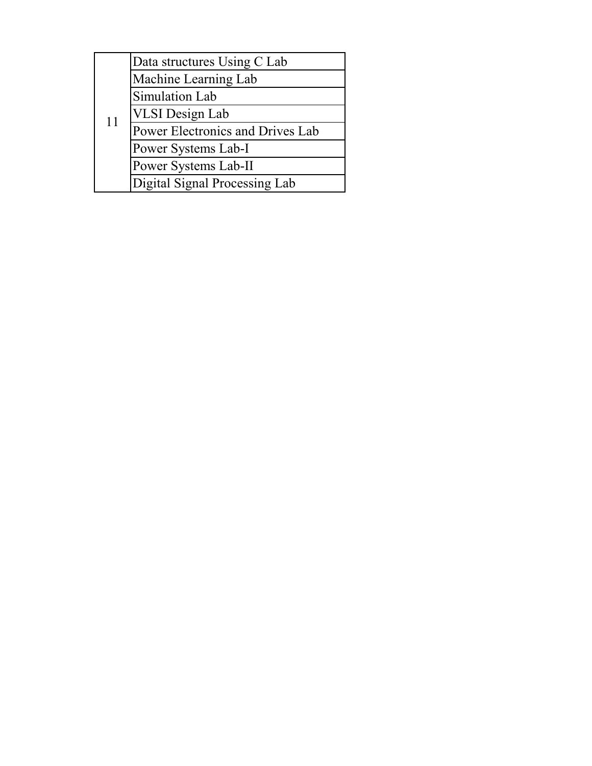| 11 | Data structures Using C Lab |
| --- | --- |
| | Machine Learning Lab |
| | Simulation Lab |
| | VLSI Design Lab |
| | Power Electronics and Drives Lab |
| | Power Systems Lab-I |
| | Power Systems Lab-II |
| | Digital Signal Processing Lab |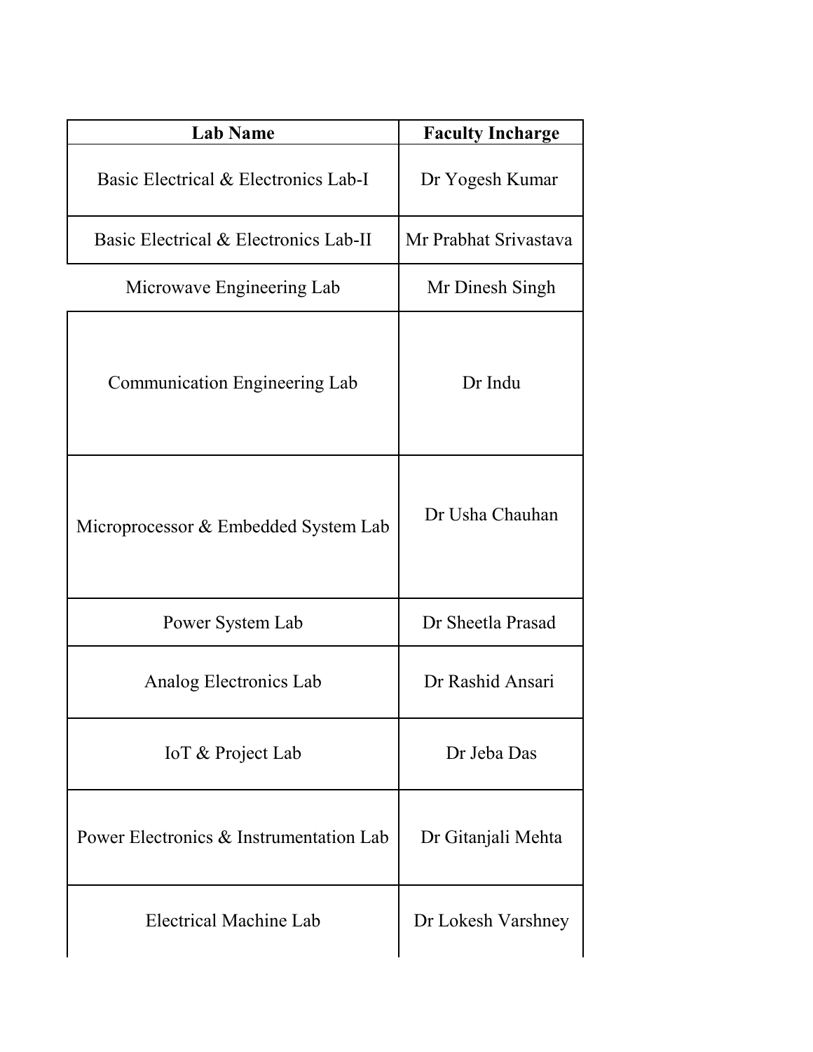| Lab Name | Faculty Incharge |
| --- | --- |
| Basic Electrical & Electronics Lab-I | Dr Yogesh Kumar |
| Basic Electrical & Electronics Lab-II | Mr Prabhat Srivastava |
| Microwave Engineering Lab | Mr Dinesh Singh |
| Communication Engineering Lab | Dr Indu |
| Microprocessor & Embedded System Lab | Dr Usha Chauhan |
| Power System Lab | Dr Sheetla Prasad |
| Analog Electronics Lab | Dr Rashid Ansari |
| IoT & Project Lab | Dr Jeba Das |
| Power Electronics & Instrumentation Lab | Dr Gitanjali Mehta |
| Electrical Machine Lab | Dr Lokesh Varshney |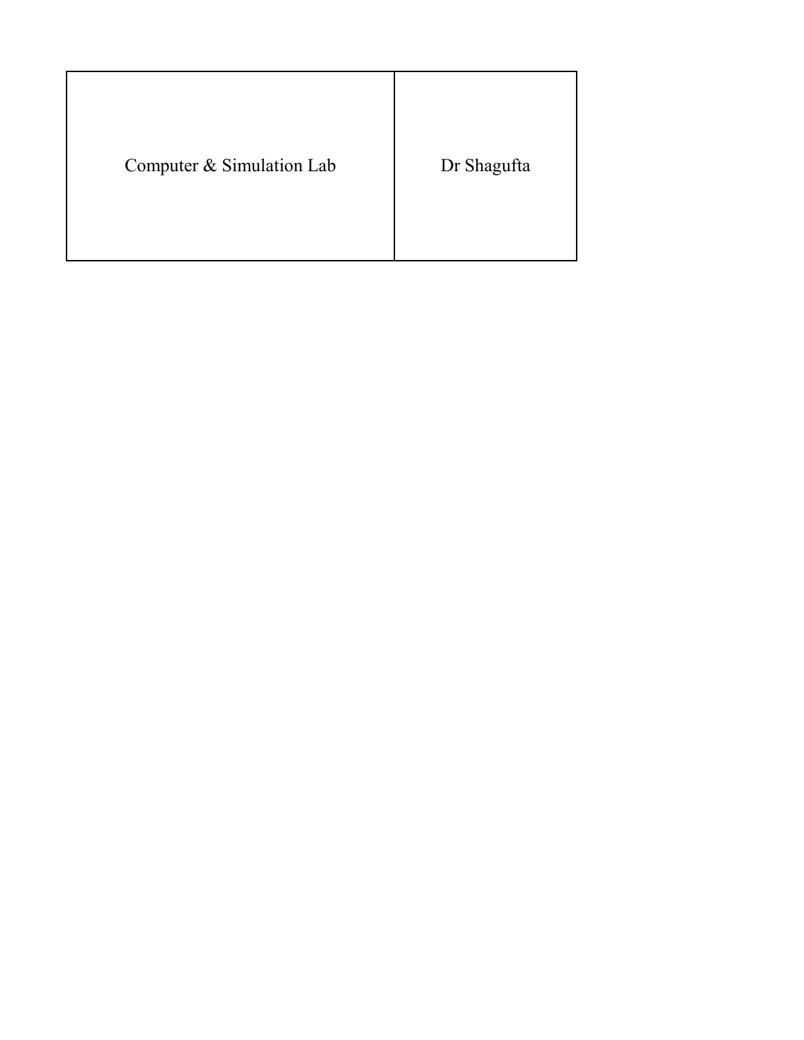| | |
|---|---|
| Computer & Simulation Lab | Dr Shagufta |